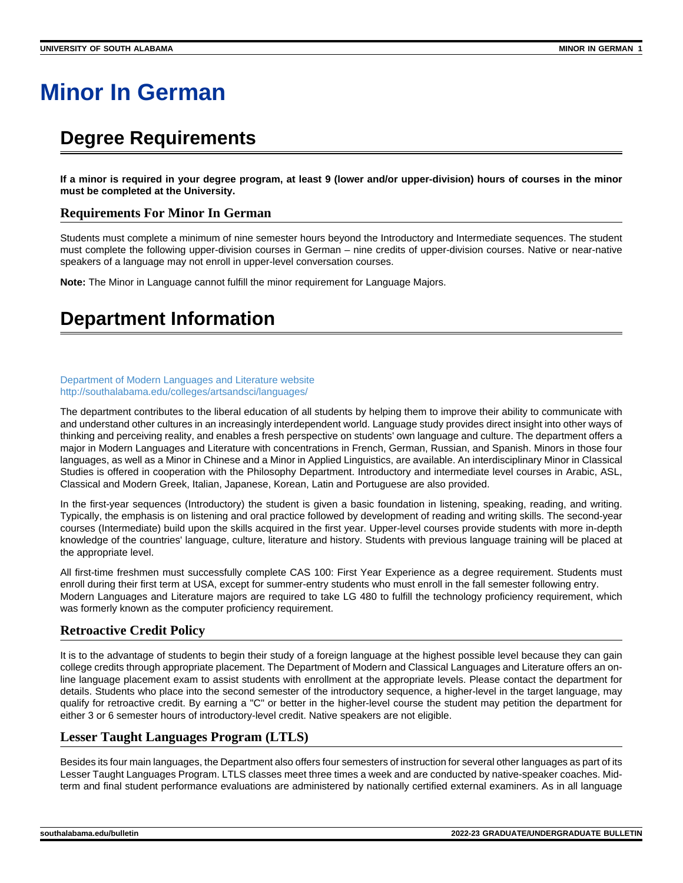# Minor In German

## Degree Requirements

**If a minor is required in your degree program, at least 9 (lower and/or upper-division) hours of courses in the minor must be completed at the University.**

### Requirements For Minor In German

Students must complete a minimum of nine semester hours beyond the Introductory and Intermediate sequences. The student must complete the following upper-division courses in German – nine credits of upper-division courses. Native or near-native speakers of a language may not enroll in upper-level conversation courses.

**Note:** The Minor in Language cannot fulfill the minor requirement for Language Majors.

## Department Information

Department of Modern Languages and Literature website
http://southalabama.edu/colleges/artsandsci/languages/

The department contributes to the liberal education of all students by helping them to improve their ability to communicate with and understand other cultures in an increasingly interdependent world. Language study provides direct insight into other ways of thinking and perceiving reality, and enables a fresh perspective on students' own language and culture. The department offers a major in Modern Languages and Literature with concentrations in French, German, Russian, and Spanish. Minors in those four languages, as well as a Minor in Chinese and a Minor in Applied Linguistics, are available. An interdisciplinary Minor in Classical Studies is offered in cooperation with the Philosophy Department. Introductory and intermediate level courses in Arabic, ASL, Classical and Modern Greek, Italian, Japanese, Korean, Latin and Portuguese are also provided.

In the first-year sequences (Introductory) the student is given a basic foundation in listening, speaking, reading, and writing. Typically, the emphasis is on listening and oral practice followed by development of reading and writing skills. The second-year courses (Intermediate) build upon the skills acquired in the first year. Upper-level courses provide students with more in-depth knowledge of the countries' language, culture, literature and history. Students with previous language training will be placed at the appropriate level.

All first-time freshmen must successfully complete CAS 100: First Year Experience as a degree requirement. Students must enroll during their first term at USA, except for summer-entry students who must enroll in the fall semester following entry.
Modern Languages and Literature majors are required to take LG 480 to fulfill the technology proficiency requirement, which was formerly known as the computer proficiency requirement.

### Retroactive Credit Policy

It is to the advantage of students to begin their study of a foreign language at the highest possible level because they can gain college credits through appropriate placement. The Department of Modern and Classical Languages and Literature offers an on-line language placement exam to assist students with enrollment at the appropriate levels. Please contact the department for details. Students who place into the second semester of the introductory sequence, a higher-level in the target language, may qualify for retroactive credit. By earning a "C" or better in the higher-level course the student may petition the department for either 3 or 6 semester hours of introductory-level credit. Native speakers are not eligible.

### Lesser Taught Languages Program (LTLS)

Besides its four main languages, the Department also offers four semesters of instruction for several other languages as part of its Lesser Taught Languages Program. LTLS classes meet three times a week and are conducted by native-speaker coaches. Mid-term and final student performance evaluations are administered by nationally certified external examiners. As in all language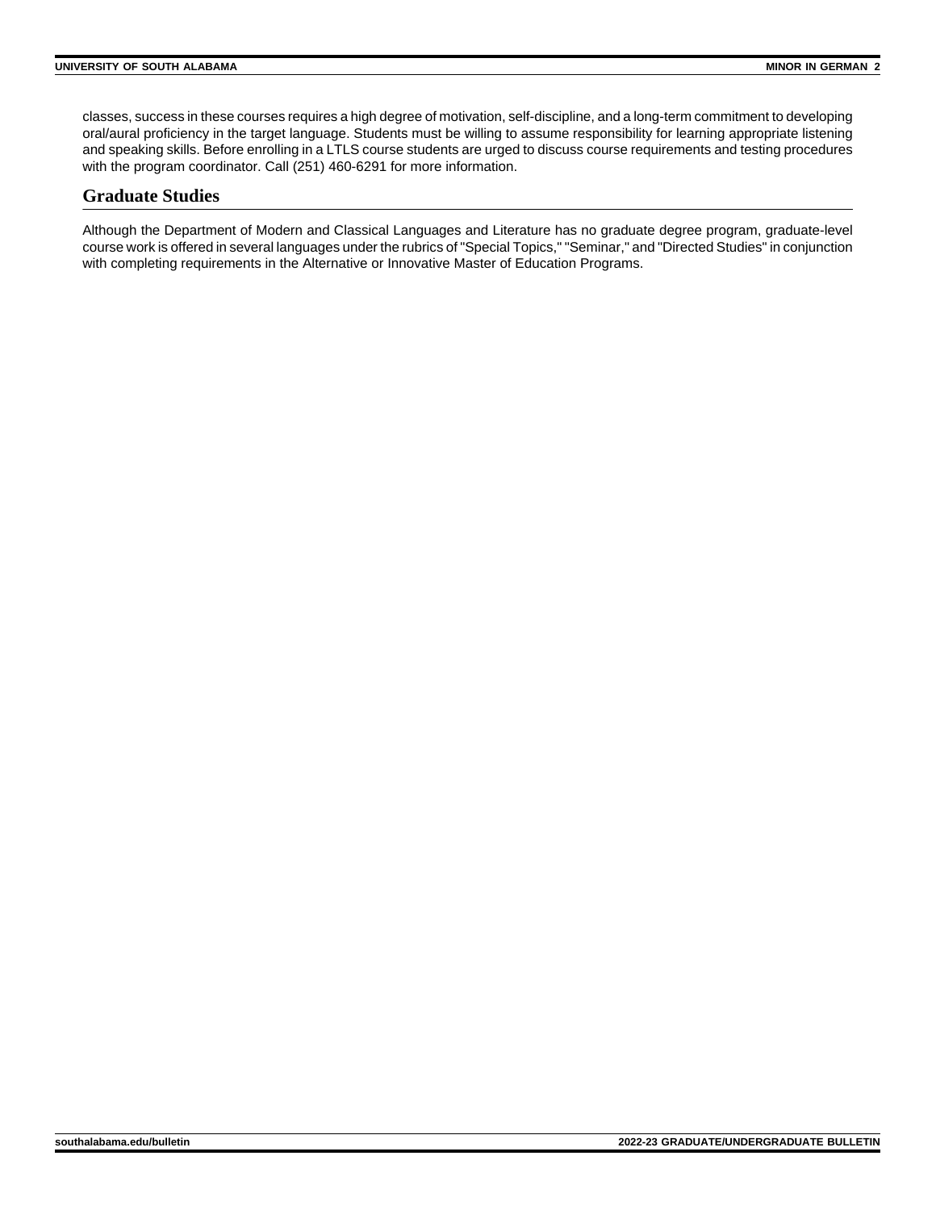classes, success in these courses requires a high degree of motivation, self-discipline, and a long-term commitment to developing oral/aural proficiency in the target language. Students must be willing to assume responsibility for learning appropriate listening and speaking skills. Before enrolling in a LTLS course students are urged to discuss course requirements and testing procedures with the program coordinator. Call (251) 460-6291 for more information.

## Graduate Studies

Although the Department of Modern and Classical Languages and Literature has no graduate degree program, graduate-level course work is offered in several languages under the rubrics of "Special Topics," "Seminar," and "Directed Studies" in conjunction with completing requirements in the Alternative or Innovative Master of Education Programs.